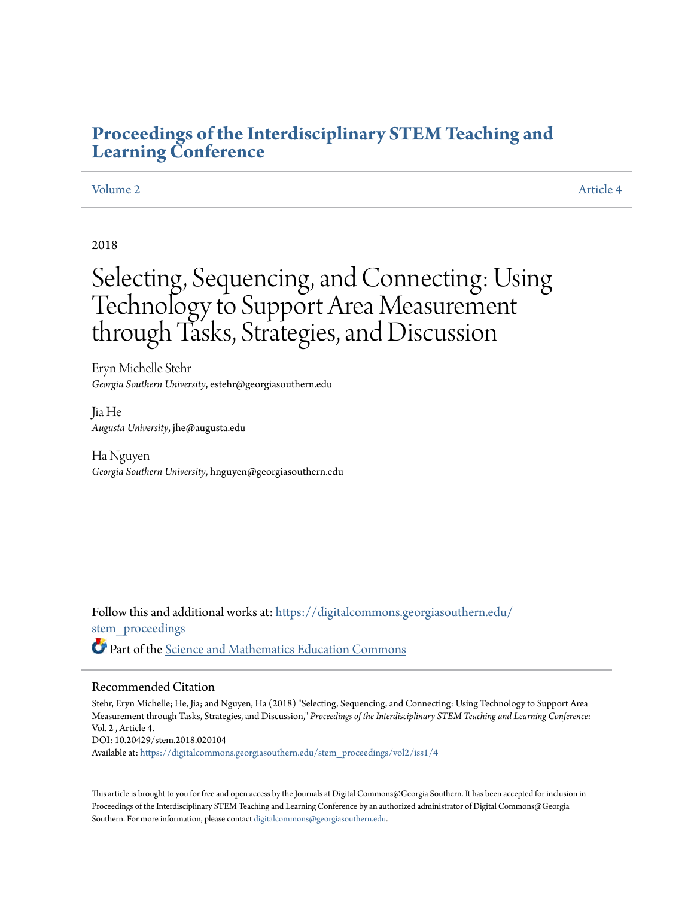# Proceedings of the Interdisciplinary STEM Teaching and Learning Conference

Volume 2 | Article 4

2018

# Selecting, Sequencing, and Connecting: Using Technology to Support Area Measurement through Tasks, Strategies, and Discussion

Eryn Michelle Stehr
*Georgia Southern University*, estehr@georgiasouthern.edu

Jia He
*Augusta University*, jhe@augusta.edu

Ha Nguyen
*Georgia Southern University*, hnguyen@georgiasouthern.edu

Follow this and additional works at: https://digitalcommons.georgiasouthern.edu/stem_proceedings

Part of the Science and Mathematics Education Commons

## Recommended Citation

Stehr, Eryn Michelle; He, Jia; and Nguyen, Ha (2018) "Selecting, Sequencing, and Connecting: Using Technology to Support Area Measurement through Tasks, Strategies, and Discussion," *Proceedings of the Interdisciplinary STEM Teaching and Learning Conference*: Vol. 2 , Article 4.
DOI: 10.20429/stem.2018.020104
Available at: https://digitalcommons.georgiasouthern.edu/stem_proceedings/vol2/iss1/4

This article is brought to you for free and open access by the Journals at Digital Commons@Georgia Southern. It has been accepted for inclusion in Proceedings of the Interdisciplinary STEM Teaching and Learning Conference by an authorized administrator of Digital Commons@Georgia Southern. For more information, please contact digitalcommons@georgiasouthern.edu.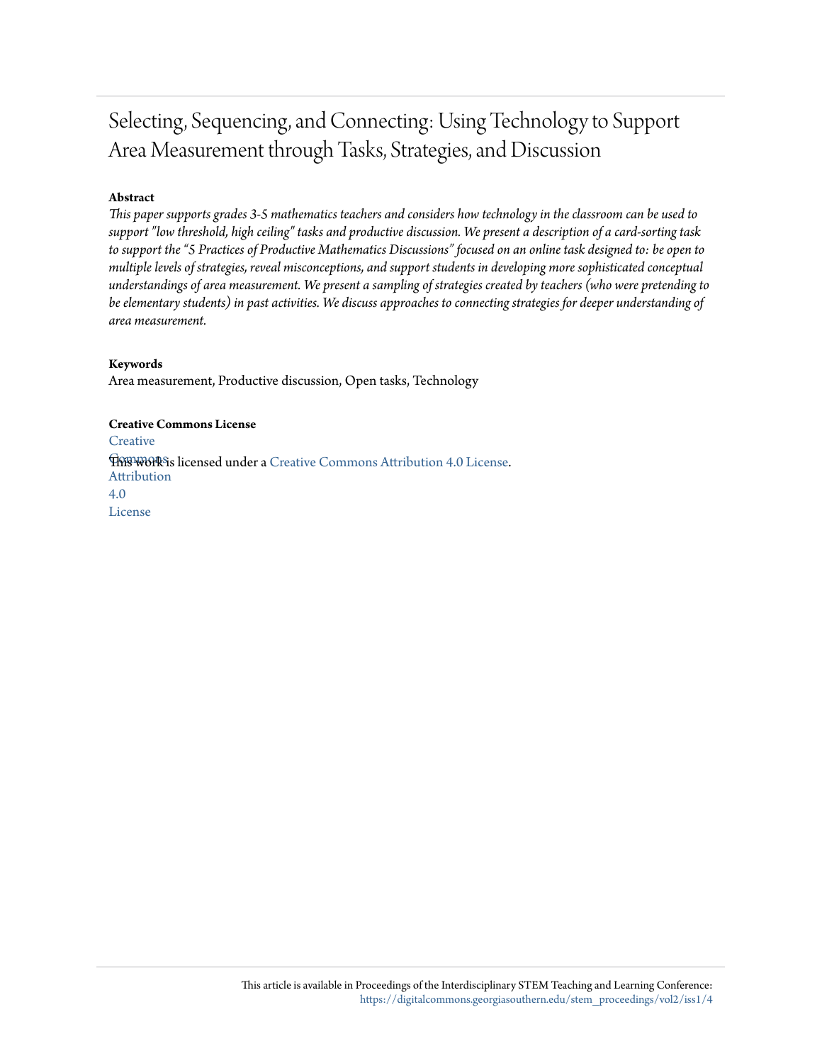# Selecting, Sequencing, and Connecting: Using Technology to Support Area Measurement through Tasks, Strategies, and Discussion

**Abstract**

*This paper supports grades 3-5 mathematics teachers and considers how technology in the classroom can be used to support "low threshold, high ceiling" tasks and productive discussion. We present a description of a card-sorting task to support the "5 Practices of Productive Mathematics Discussions" focused on an online task designed to: be open to multiple levels of strategies, reveal misconceptions, and support students in developing more sophisticated conceptual understandings of area measurement. We present a sampling of strategies created by teachers (who were pretending to be elementary students) in past activities. We discuss approaches to connecting strategies for deeper understanding of area measurement.*

**Keywords**

Area measurement, Productive discussion, Open tasks, Technology

**Creative Commons License**

This work is licensed under a Creative Commons Attribution 4.0 License.

This article is available in Proceedings of the Interdisciplinary STEM Teaching and Learning Conference: https://digitalcommons.georgiasouthern.edu/stem_proceedings/vol2/iss1/4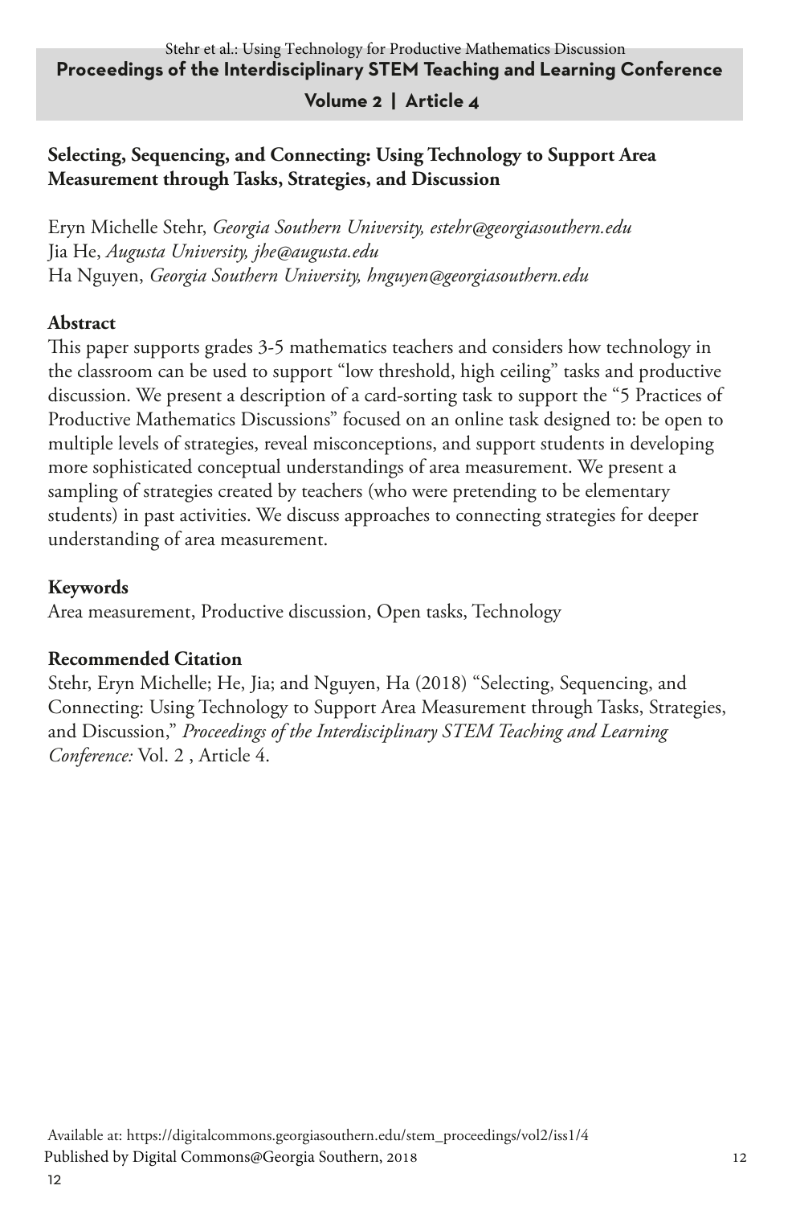## Selecting, Sequencing, and Connecting: Using Technology to Support Area Measurement through Tasks, Strategies, and Discussion

Eryn Michelle Stehr, *Georgia Southern University, estehr@georgiasouthern.edu*
Jia He, *Augusta University, jhe@augusta.edu*
Ha Nguyen, *Georgia Southern University, hnguyen@georgiasouthern.edu*

### Abstract

This paper supports grades 3-5 mathematics teachers and considers how technology in the classroom can be used to support "low threshold, high ceiling" tasks and productive discussion. We present a description of a card-sorting task to support the "5 Practices of Productive Mathematics Discussions" focused on an online task designed to: be open to multiple levels of strategies, reveal misconceptions, and support students in developing more sophisticated conceptual understandings of area measurement. We present a sampling of strategies created by teachers (who were pretending to be elementary students) in past activities. We discuss approaches to connecting strategies for deeper understanding of area measurement.

### Keywords

Area measurement, Productive discussion, Open tasks, Technology

### Recommended Citation

Stehr, Eryn Michelle; He, Jia; and Nguyen, Ha (2018) "Selecting, Sequencing, and Connecting: Using Technology to Support Area Measurement through Tasks, Strategies, and Discussion," *Proceedings of the Interdisciplinary STEM Teaching and Learning Conference:* Vol. 2 , Article 4.

Available at: https://digitalcommons.georgiasouthern.edu/stem_proceedings/vol2/iss1/4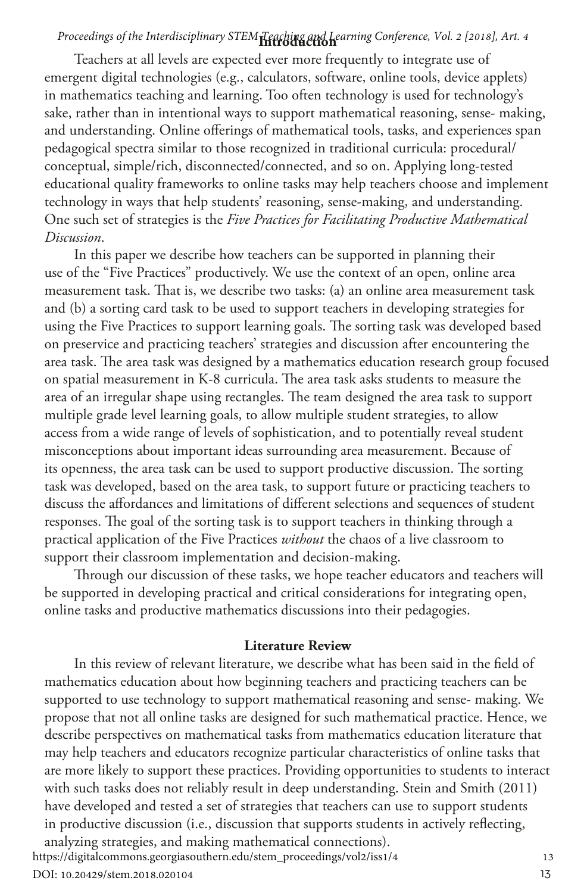## Introduction

Teachers at all levels are expected ever more frequently to integrate use of emergent digital technologies (e.g., calculators, software, online tools, device applets) in mathematics teaching and learning. Too often technology is used for technology's sake, rather than in intentional ways to support mathematical reasoning, sense- making, and understanding. Online offerings of mathematical tools, tasks, and experiences span pedagogical spectra similar to those recognized in traditional curricula: procedural/ conceptual, simple/rich, disconnected/connected, and so on. Applying long-tested educational quality frameworks to online tasks may help teachers choose and implement technology in ways that help students' reasoning, sense-making, and understanding. One such set of strategies is the *Five Practices for Facilitating Productive Mathematical Discussion*.

In this paper we describe how teachers can be supported in planning their use of the "Five Practices" productively. We use the context of an open, online area measurement task. That is, we describe two tasks: (a) an online area measurement task and (b) a sorting card task to be used to support teachers in developing strategies for using the Five Practices to support learning goals. The sorting task was developed based on preservice and practicing teachers' strategies and discussion after encountering the area task. The area task was designed by a mathematics education research group focused on spatial measurement in K-8 curricula. The area task asks students to measure the area of an irregular shape using rectangles. The team designed the area task to support multiple grade level learning goals, to allow multiple student strategies, to allow access from a wide range of levels of sophistication, and to potentially reveal student misconceptions about important ideas surrounding area measurement. Because of its openness, the area task can be used to support productive discussion. The sorting task was developed, based on the area task, to support future or practicing teachers to discuss the affordances and limitations of different selections and sequences of student responses. The goal of the sorting task is to support teachers in thinking through a practical application of the Five Practices *without* the chaos of a live classroom to support their classroom implementation and decision-making.

Through our discussion of these tasks, we hope teacher educators and teachers will be supported in developing practical and critical considerations for integrating open, online tasks and productive mathematics discussions into their pedagogies.

## Literature Review

In this review of relevant literature, we describe what has been said in the field of mathematics education about how beginning teachers and practicing teachers can be supported to use technology to support mathematical reasoning and sense- making. We propose that not all online tasks are designed for such mathematical practice. Hence, we describe perspectives on mathematical tasks from mathematics education literature that may help teachers and educators recognize particular characteristics of online tasks that are more likely to support these practices. Providing opportunities to students to interact with such tasks does not reliably result in deep understanding. Stein and Smith (2011) have developed and tested a set of strategies that teachers can use to support students in productive discussion (i.e., discussion that supports students in actively reflecting, analyzing strategies, and making mathematical connections).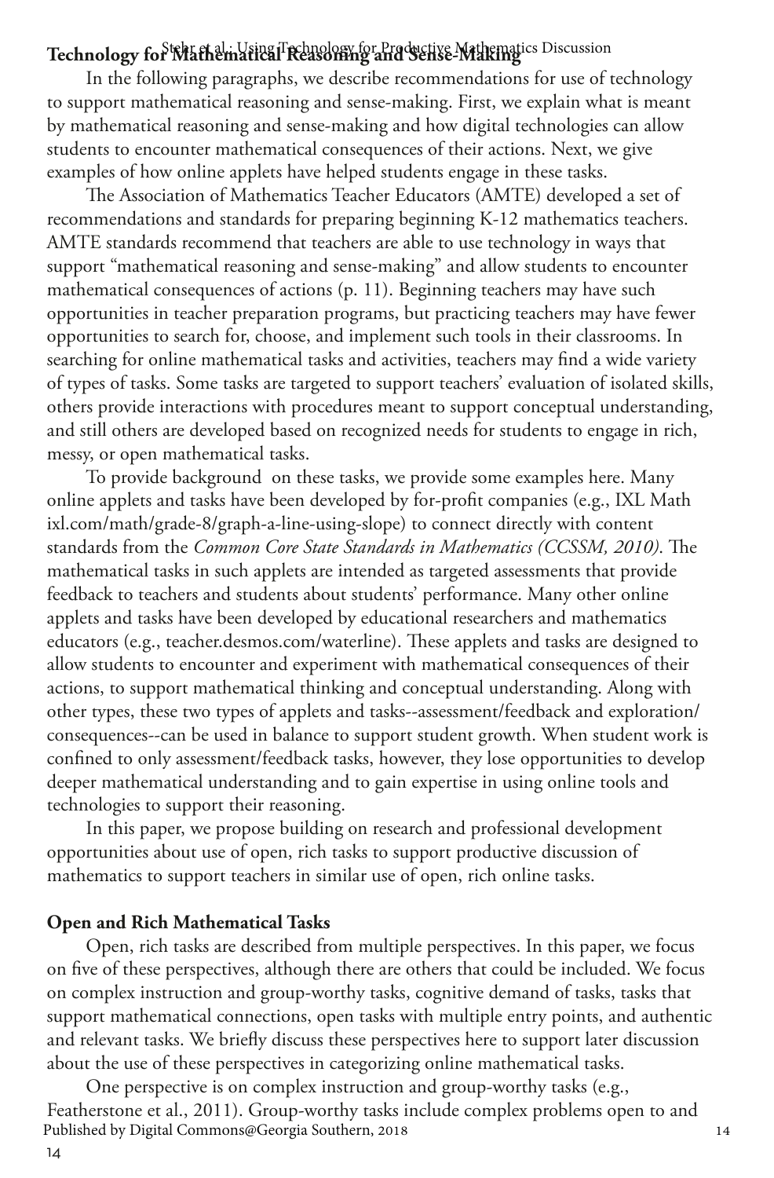## Technology for Mathematical Reasoning and Sense-Making

In the following paragraphs, we describe recommendations for use of technology to support mathematical reasoning and sense-making. First, we explain what is meant by mathematical reasoning and sense-making and how digital technologies can allow students to encounter mathematical consequences of their actions. Next, we give examples of how online applets have helped students engage in these tasks.

The Association of Mathematics Teacher Educators (AMTE) developed a set of recommendations and standards for preparing beginning K-12 mathematics teachers. AMTE standards recommend that teachers are able to use technology in ways that support "mathematical reasoning and sense-making" and allow students to encounter mathematical consequences of actions (p. 11). Beginning teachers may have such opportunities in teacher preparation programs, but practicing teachers may have fewer opportunities to search for, choose, and implement such tools in their classrooms. In searching for online mathematical tasks and activities, teachers may find a wide variety of types of tasks. Some tasks are targeted to support teachers' evaluation of isolated skills, others provide interactions with procedures meant to support conceptual understanding, and still others are developed based on recognized needs for students to engage in rich, messy, or open mathematical tasks.

To provide background on these tasks, we provide some examples here. Many online applets and tasks have been developed by for-profit companies (e.g., IXL Math ixl.com/math/grade-8/graph-a-line-using-slope) to connect directly with content standards from the *Common Core State Standards in Mathematics (CCSSM, 2010)*. The mathematical tasks in such applets are intended as targeted assessments that provide feedback to teachers and students about students' performance. Many other online applets and tasks have been developed by educational researchers and mathematics educators (e.g., teacher.desmos.com/waterline). These applets and tasks are designed to allow students to encounter and experiment with mathematical consequences of their actions, to support mathematical thinking and conceptual understanding. Along with other types, these two types of applets and tasks--assessment/feedback and exploration/consequences--can be used in balance to support student growth. When student work is confined to only assessment/feedback tasks, however, they lose opportunities to develop deeper mathematical understanding and to gain expertise in using online tools and technologies to support their reasoning.

In this paper, we propose building on research and professional development opportunities about use of open, rich tasks to support productive discussion of mathematics to support teachers in similar use of open, rich online tasks.

### Open and Rich Mathematical Tasks

Open, rich tasks are described from multiple perspectives. In this paper, we focus on five of these perspectives, although there are others that could be included. We focus on complex instruction and group-worthy tasks, cognitive demand of tasks, tasks that support mathematical connections, open tasks with multiple entry points, and authentic and relevant tasks. We briefly discuss these perspectives here to support later discussion about the use of these perspectives in categorizing online mathematical tasks.

One perspective is on complex instruction and group-worthy tasks (e.g., Featherstone et al., 2011). Group-worthy tasks include complex problems open to and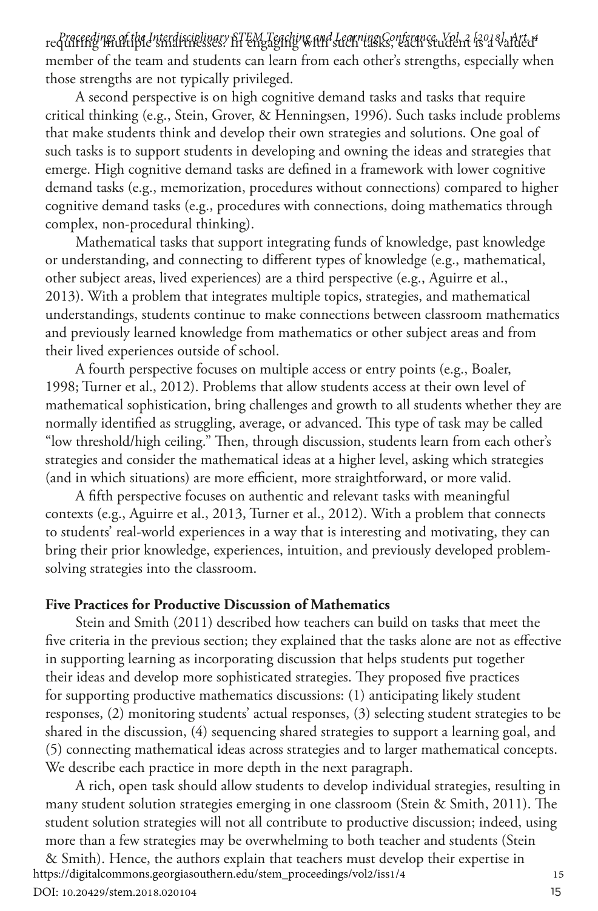requiring multiple smartnesses. In engaging with such tasks, each student is a valued member of the team and students can learn from each other's strengths, especially when those strengths are not typically privileged.

A second perspective is on high cognitive demand tasks and tasks that require critical thinking (e.g., Stein, Grover, & Henningsen, 1996). Such tasks include problems that make students think and develop their own strategies and solutions. One goal of such tasks is to support students in developing and owning the ideas and strategies that emerge. High cognitive demand tasks are defined in a framework with lower cognitive demand tasks (e.g., memorization, procedures without connections) compared to higher cognitive demand tasks (e.g., procedures with connections, doing mathematics through complex, non-procedural thinking).

Mathematical tasks that support integrating funds of knowledge, past knowledge or understanding, and connecting to different types of knowledge (e.g., mathematical, other subject areas, lived experiences) are a third perspective (e.g., Aguirre et al., 2013). With a problem that integrates multiple topics, strategies, and mathematical understandings, students continue to make connections between classroom mathematics and previously learned knowledge from mathematics or other subject areas and from their lived experiences outside of school.

A fourth perspective focuses on multiple access or entry points (e.g., Boaler, 1998; Turner et al., 2012). Problems that allow students access at their own level of mathematical sophistication, bring challenges and growth to all students whether they are normally identified as struggling, average, or advanced. This type of task may be called "low threshold/high ceiling." Then, through discussion, students learn from each other's strategies and consider the mathematical ideas at a higher level, asking which strategies (and in which situations) are more efficient, more straightforward, or more valid.

A fifth perspective focuses on authentic and relevant tasks with meaningful contexts (e.g., Aguirre et al., 2013, Turner et al., 2012). With a problem that connects to students' real-world experiences in a way that is interesting and motivating, they can bring their prior knowledge, experiences, intuition, and previously developed problem-solving strategies into the classroom.

**Five Practices for Productive Discussion of Mathematics**

Stein and Smith (2011) described how teachers can build on tasks that meet the five criteria in the previous section; they explained that the tasks alone are not as effective in supporting learning as incorporating discussion that helps students put together their ideas and develop more sophisticated strategies. They proposed five practices for supporting productive mathematics discussions: (1) anticipating likely student responses, (2) monitoring students' actual responses, (3) selecting student strategies to be shared in the discussion, (4) sequencing shared strategies to support a learning goal, and (5) connecting mathematical ideas across strategies and to larger mathematical concepts. We describe each practice in more depth in the next paragraph.

A rich, open task should allow students to develop individual strategies, resulting in many student solution strategies emerging in one classroom (Stein & Smith, 2011). The student solution strategies will not all contribute to productive discussion; indeed, using more than a few strategies may be overwhelming to both teacher and students (Stein & Smith). Hence, the authors explain that teachers must develop their expertise in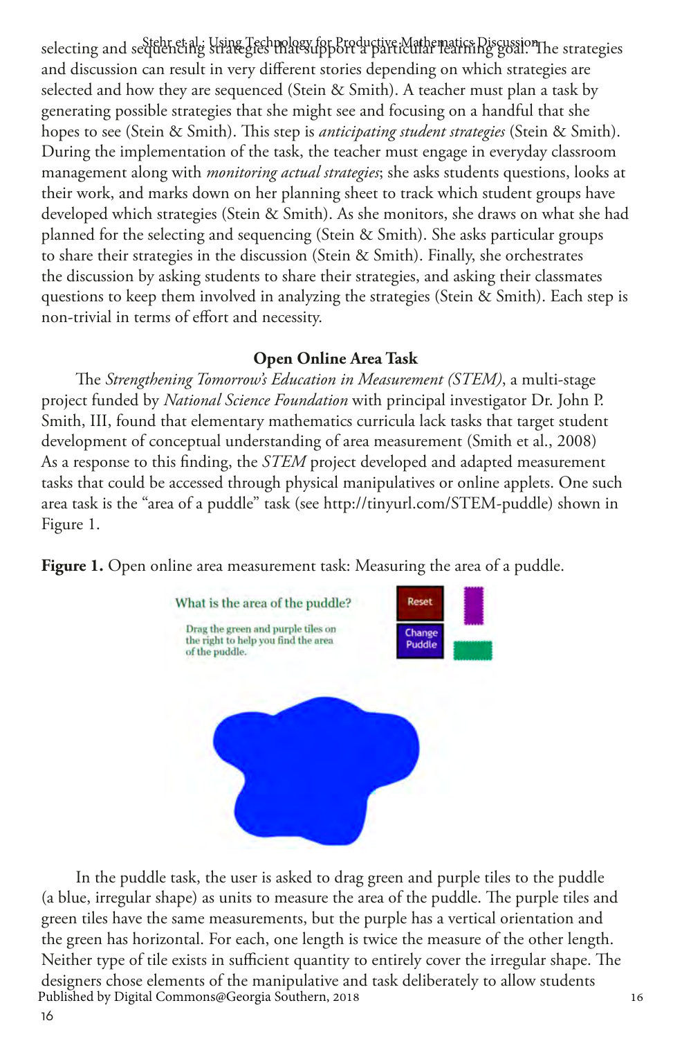selecting and sequencing strategies that support a particular learning goal. The strategies and discussion can result in very different stories depending on which strategies are selected and how they are sequenced (Stein & Smith). A teacher must plan a task by generating possible strategies that she might see and focusing on a handful that she hopes to see (Stein & Smith). This step is *anticipating student strategies* (Stein & Smith). During the implementation of the task, the teacher must engage in everyday classroom management along with *monitoring actual strategies*; she asks students questions, looks at their work, and marks down on her planning sheet to track which student groups have developed which strategies (Stein & Smith). As she monitors, she draws on what she had planned for the selecting and sequencing (Stein & Smith). She asks particular groups to share their strategies in the discussion (Stein & Smith). Finally, she orchestrates the discussion by asking students to share their strategies, and asking their classmates questions to keep them involved in analyzing the strategies (Stein & Smith). Each step is non-trivial in terms of effort and necessity.

## Open Online Area Task

The *Strengthening Tomorrow's Education in Measurement (STEM)*, a multi-stage project funded by *National Science Foundation* with principal investigator Dr. John P. Smith, III, found that elementary mathematics curricula lack tasks that target student development of conceptual understanding of area measurement (Smith et al., 2008) As a response to this finding, the *STEM* project developed and adapted measurement tasks that could be accessed through physical manipulatives or online applets. One such area task is the "area of a puddle" task (see http://tinyurl.com/STEM-puddle) shown in Figure 1.

**Figure 1.** Open online area measurement task: Measuring the area of a puddle.

In the puddle task, the user is asked to drag green and purple tiles to the puddle (a blue, irregular shape) as units to measure the area of the puddle. The purple tiles and green tiles have the same measurements, but the purple has a vertical orientation and the green has horizontal. For each, one length is twice the measure of the other length. Neither type of tile exists in sufficient quantity to entirely cover the irregular shape. The designers chose elements of the manipulative and task deliberately to allow students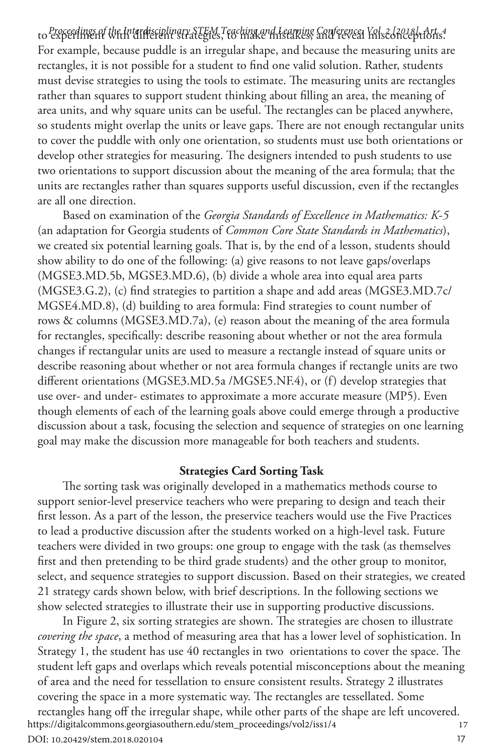to experiment with different strategies, to make mistakes, and reveal misconceptions. For example, because puddle is an irregular shape, and because the measuring units are rectangles, it is not possible for a student to find one valid solution. Rather, students must devise strategies to using the tools to estimate. The measuring units are rectangles rather than squares to support student thinking about filling an area, the meaning of area units, and why square units can be useful. The rectangles can be placed anywhere, so students might overlap the units or leave gaps. There are not enough rectangular units to cover the puddle with only one orientation, so students must use both orientations or develop other strategies for measuring. The designers intended to push students to use two orientations to support discussion about the meaning of the area formula; that the units are rectangles rather than squares supports useful discussion, even if the rectangles are all one direction.

Based on examination of the *Georgia Standards of Excellence in Mathematics: K-5* (an adaptation for Georgia students of *Common Core State Standards in Mathematics*), we created six potential learning goals. That is, by the end of a lesson, students should show ability to do one of the following: (a) give reasons to not leave gaps/overlaps (MGSE3.MD.5b, MGSE3.MD.6), (b) divide a whole area into equal area parts (MGSE3.G.2), (c) find strategies to partition a shape and add areas (MGSE3.MD.7c/MGSE4.MD.8), (d) building to area formula: Find strategies to count number of rows & columns (MGSE3.MD.7a), (e) reason about the meaning of the area formula for rectangles, specifically: describe reasoning about whether or not the area formula changes if rectangular units are used to measure a rectangle instead of square units or describe reasoning about whether or not area formula changes if rectangle units are two different orientations (MGSE3.MD.5a /MGSE5.NF.4), or (f) develop strategies that use over- and under- estimates to approximate a more accurate measure (MP5). Even though elements of each of the learning goals above could emerge through a productive discussion about a task, focusing the selection and sequence of strategies on one learning goal may make the discussion more manageable for both teachers and students.

## Strategies Card Sorting Task

The sorting task was originally developed in a mathematics methods course to support senior-level preservice teachers who were preparing to design and teach their first lesson. As a part of the lesson, the preservice teachers would use the Five Practices to lead a productive discussion after the students worked on a high-level task. Future teachers were divided in two groups: one group to engage with the task (as themselves first and then pretending to be third grade students) and the other group to monitor, select, and sequence strategies to support discussion. Based on their strategies, we created 21 strategy cards shown below, with brief descriptions. In the following sections we show selected strategies to illustrate their use in supporting productive discussions.

In Figure 2, six sorting strategies are shown. The strategies are chosen to illustrate *covering the space*, a method of measuring area that has a lower level of sophistication. In Strategy 1, the student has use 40 rectangles in two orientations to cover the space. The student left gaps and overlaps which reveals potential misconceptions about the meaning of area and the need for tessellation to ensure consistent results. Strategy 2 illustrates covering the space in a more systematic way. The rectangles are tessellated. Some rectangles hang off the irregular shape, while other parts of the shape are left uncovered.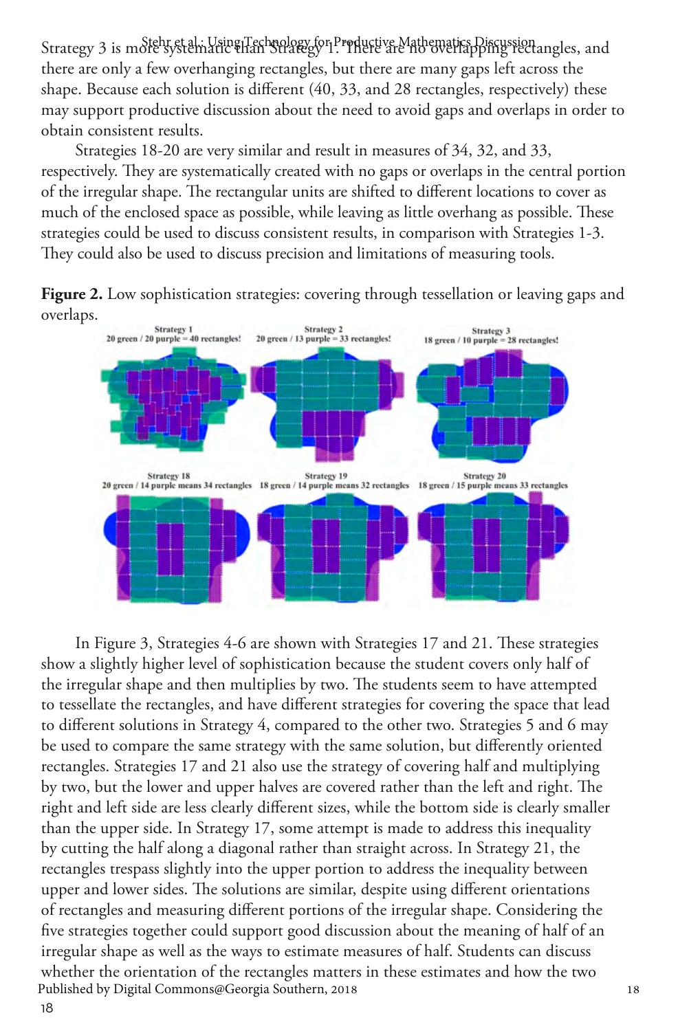Strategy 3 is more systematic than Strategy 1. There are no overlapping rectangles, and there are only a few overhanging rectangles, but there are many gaps left across the shape. Because each solution is different (40, 33, and 28 rectangles, respectively) these may support productive discussion about the need to avoid gaps and overlaps in order to obtain consistent results.

Strategies 18-20 are very similar and result in measures of 34, 32, and 33, respectively. They are systematically created with no gaps or overlaps in the central portion of the irregular shape. The rectangular units are shifted to different locations to cover as much of the enclosed space as possible, while leaving as little overhang as possible. These strategies could be used to discuss consistent results, in comparison with Strategies 1-3. They could also be used to discuss precision and limitations of measuring tools.

**Figure 2.** Low sophistication strategies: covering through tessellation or leaving gaps and overlaps.

In Figure 3, Strategies 4-6 are shown with Strategies 17 and 21. These strategies show a slightly higher level of sophistication because the student covers only half of the irregular shape and then multiplies by two. The students seem to have attempted to tessellate the rectangles, and have different strategies for covering the space that lead to different solutions in Strategy 4, compared to the other two. Strategies 5 and 6 may be used to compare the same strategy with the same solution, but differently oriented rectangles. Strategies 17 and 21 also use the strategy of covering half and multiplying by two, but the lower and upper halves are covered rather than the left and right. The right and left side are less clearly different sizes, while the bottom side is clearly smaller than the upper side. In Strategy 17, some attempt is made to address this inequality by cutting the half along a diagonal rather than straight across. In Strategy 21, the rectangles trespass slightly into the upper portion to address the inequality between upper and lower sides. The solutions are similar, despite using different orientations of rectangles and measuring different portions of the irregular shape. Considering the five strategies together could support good discussion about the meaning of half of an irregular shape as well as the ways to estimate measures of half. Students can discuss whether the orientation of the rectangles matters in these estimates and how the two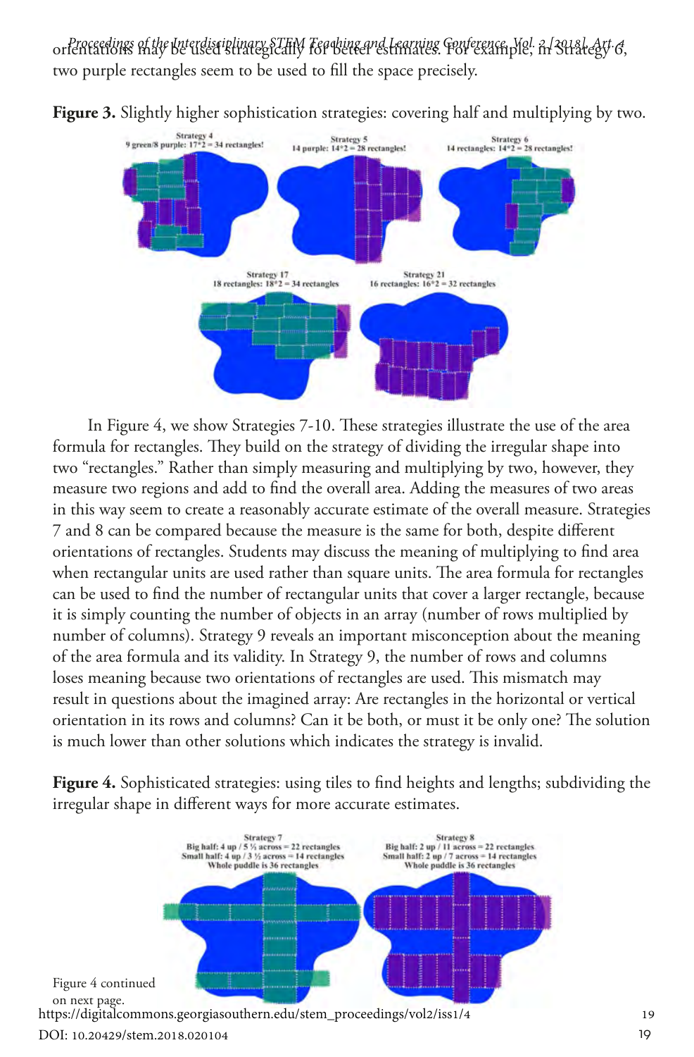orientations may be used strategically for better estimates. For example, in Strategy 6, two purple rectangles seem to be used to fill the space precisely.

**Figure 3.** Slightly higher sophistication strategies: covering half and multiplying by two.

In Figure 4, we show Strategies 7-10. These strategies illustrate the use of the area formula for rectangles. They build on the strategy of dividing the irregular shape into two "rectangles." Rather than simply measuring and multiplying by two, however, they measure two regions and add to find the overall area. Adding the measures of two areas in this way seem to create a reasonably accurate estimate of the overall measure. Strategies 7 and 8 can be compared because the measure is the same for both, despite different orientations of rectangles. Students may discuss the meaning of multiplying to find area when rectangular units are used rather than square units. The area formula for rectangles can be used to find the number of rectangular units that cover a larger rectangle, because it is simply counting the number of objects in an array (number of rows multiplied by number of columns). Strategy 9 reveals an important misconception about the meaning of the area formula and its validity. In Strategy 9, the number of rows and columns loses meaning because two orientations of rectangles are used. This mismatch may result in questions about the imagined array: Are rectangles in the horizontal or vertical orientation in its rows and columns? Can it be both, or must it be only one? The solution is much lower than other solutions which indicates the strategy is invalid.

**Figure 4.** Sophisticated strategies: using tiles to find heights and lengths; subdividing the irregular shape in different ways for more accurate estimates.

Figure 4 continued on next page.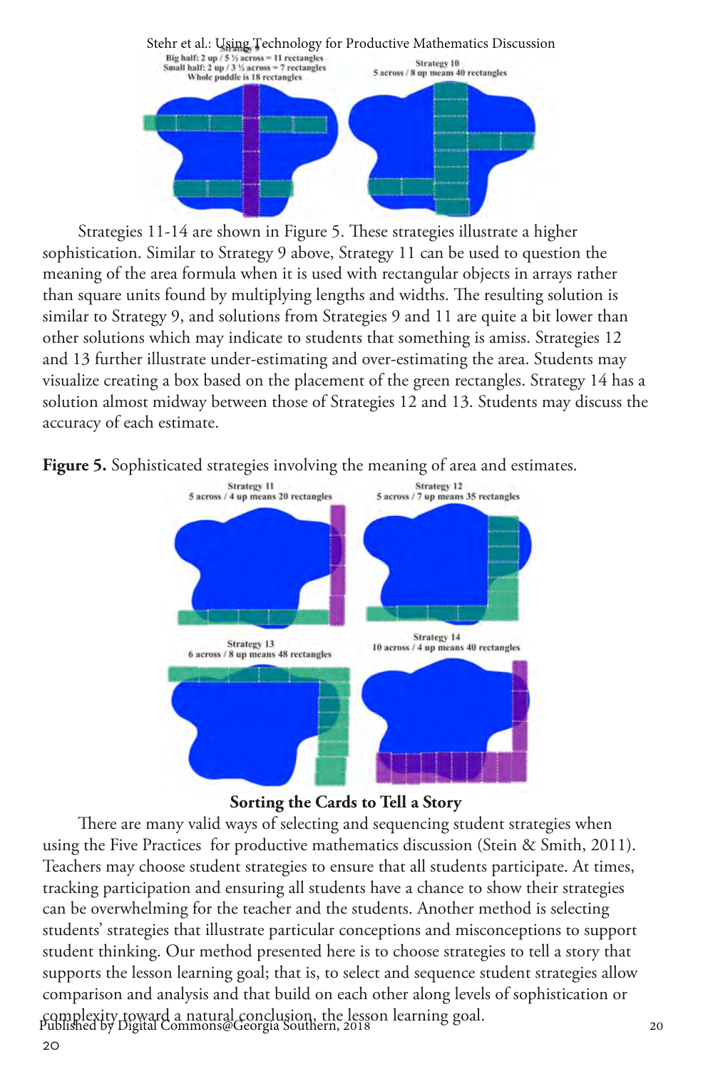Strategy 9
Big half: 2 up / 5 ½ across = 11 rectangles
Small half: 2 up / 3 ½ across = 7 rectangles
Whole puddle is 18 rectangles

Strategy 10
5 across / 8 up means 40 rectangles

Strategies 11-14 are shown in Figure 5. These strategies illustrate a higher sophistication. Similar to Strategy 9 above, Strategy 11 can be used to question the meaning of the area formula when it is used with rectangular objects in arrays rather than square units found by multiplying lengths and widths. The resulting solution is similar to Strategy 9, and solutions from Strategies 9 and 11 are quite a bit lower than other solutions which may indicate to students that something is amiss. Strategies 12 and 13 further illustrate under-estimating and over-estimating the area. Students may visualize creating a box based on the placement of the green rectangles. Strategy 14 has a solution almost midway between those of Strategies 12 and 13. Students may discuss the accuracy of each estimate.

**Figure 5.** Sophisticated strategies involving the meaning of area and estimates.

Strategy 11
5 across / 4 up means 20 rectangles

Strategy 12
5 across / 7 up means 35 rectangles

Strategy 13
6 across / 8 up means 48 rectangles

Strategy 14
10 across / 4 up means 40 rectangles

## Sorting the Cards to Tell a Story

There are many valid ways of selecting and sequencing student strategies when using the Five Practices for productive mathematics discussion (Stein & Smith, 2011). Teachers may choose student strategies to ensure that all students participate. At times, tracking participation and ensuring all students have a chance to show their strategies can be overwhelming for the teacher and the students. Another method is selecting students' strategies that illustrate particular conceptions and misconceptions to support student thinking. Our method presented here is to choose strategies to tell a story that supports the lesson learning goal; that is, to select and sequence student strategies allow comparison and analysis and that build on each other along levels of sophistication or complexity toward a natural conclusion, the lesson learning goal.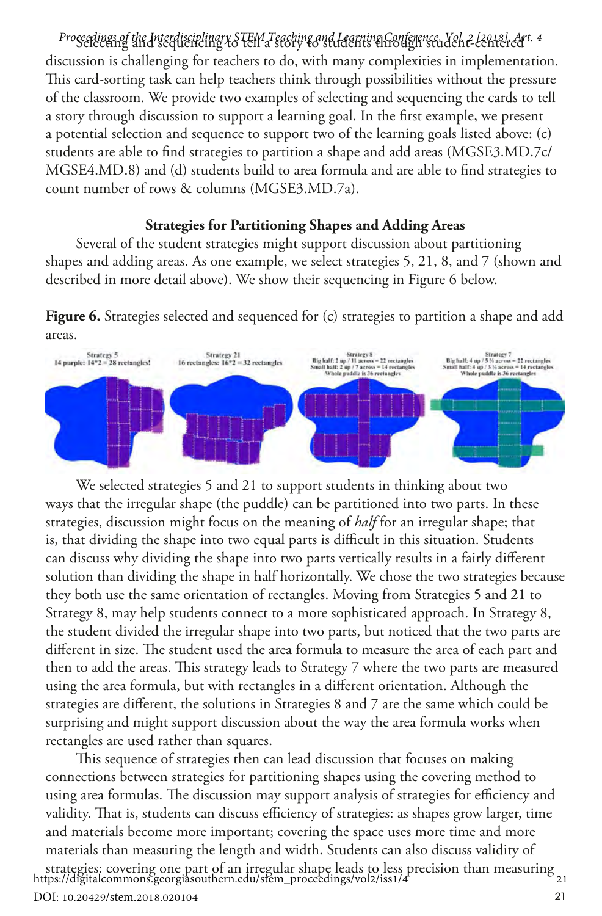Selecting and sequencing to tell a story to students through student-centered discussion is challenging for teachers to do, with many complexities in implementation. This card-sorting task can help teachers think through possibilities without the pressure of the classroom. We provide two examples of selecting and sequencing the cards to tell a story through discussion to support a learning goal. In the first example, we present a potential selection and sequence to support two of the learning goals listed above: (c) students are able to find strategies to partition a shape and add areas (MGSE3.MD.7c/ MGSE4.MD.8) and (d) students build to area formula and are able to find strategies to count number of rows & columns (MGSE3.MD.7a).

### Strategies for Partitioning Shapes and Adding Areas

Several of the student strategies might support discussion about partitioning shapes and adding areas. As one example, we select strategies 5, 21, 8, and 7 (shown and described in more detail above). We show their sequencing in Figure 6 below.

**Figure 6.** Strategies selected and sequenced for (c) strategies to partition a shape and add areas.

Strategy 5
14 purple: 14*2 = 28 rectangles!

Strategy 21
16 rectangles: 16*2 = 32 rectangles

Strategy 8
Big half: 2 up / 11 across = 22 rectangles
Small half: 2 up / 7 across = 14 rectangles
Whole puddle is 36 rectangles

Strategy 7
Big half: 4 up / 5 ½ across = 22 rectangles
Small half: 4 up / 3 ½ across = 14 rectangles
Whole puddle is 36 rectangles

We selected strategies 5 and 21 to support students in thinking about two ways that the irregular shape (the puddle) can be partitioned into two parts. In these strategies, discussion might focus on the meaning of *half* for an irregular shape; that is, that dividing the shape into two equal parts is difficult in this situation. Students can discuss why dividing the shape into two parts vertically results in a fairly different solution than dividing the shape in half horizontally. We chose the two strategies because they both use the same orientation of rectangles. Moving from Strategies 5 and 21 to Strategy 8, may help students connect to a more sophisticated approach. In Strategy 8, the student divided the irregular shape into two parts, but noticed that the two parts are different in size. The student used the area formula to measure the area of each part and then to add the areas. This strategy leads to Strategy 7 where the two parts are measured using the area formula, but with rectangles in a different orientation. Although the strategies are different, the solutions in Strategies 8 and 7 are the same which could be surprising and might support discussion about the way the area formula works when rectangles are used rather than squares.

This sequence of strategies then can lead discussion that focuses on making connections between strategies for partitioning shapes using the covering method to using area formulas. The discussion may support analysis of strategies for efficiency and validity. That is, students can discuss efficiency of strategies: as shapes grow larger, time and materials become more important; covering the space uses more time and more materials than measuring the length and width. Students can also discuss validity of strategies: covering one part of an irregular shape leads to less precision than measuring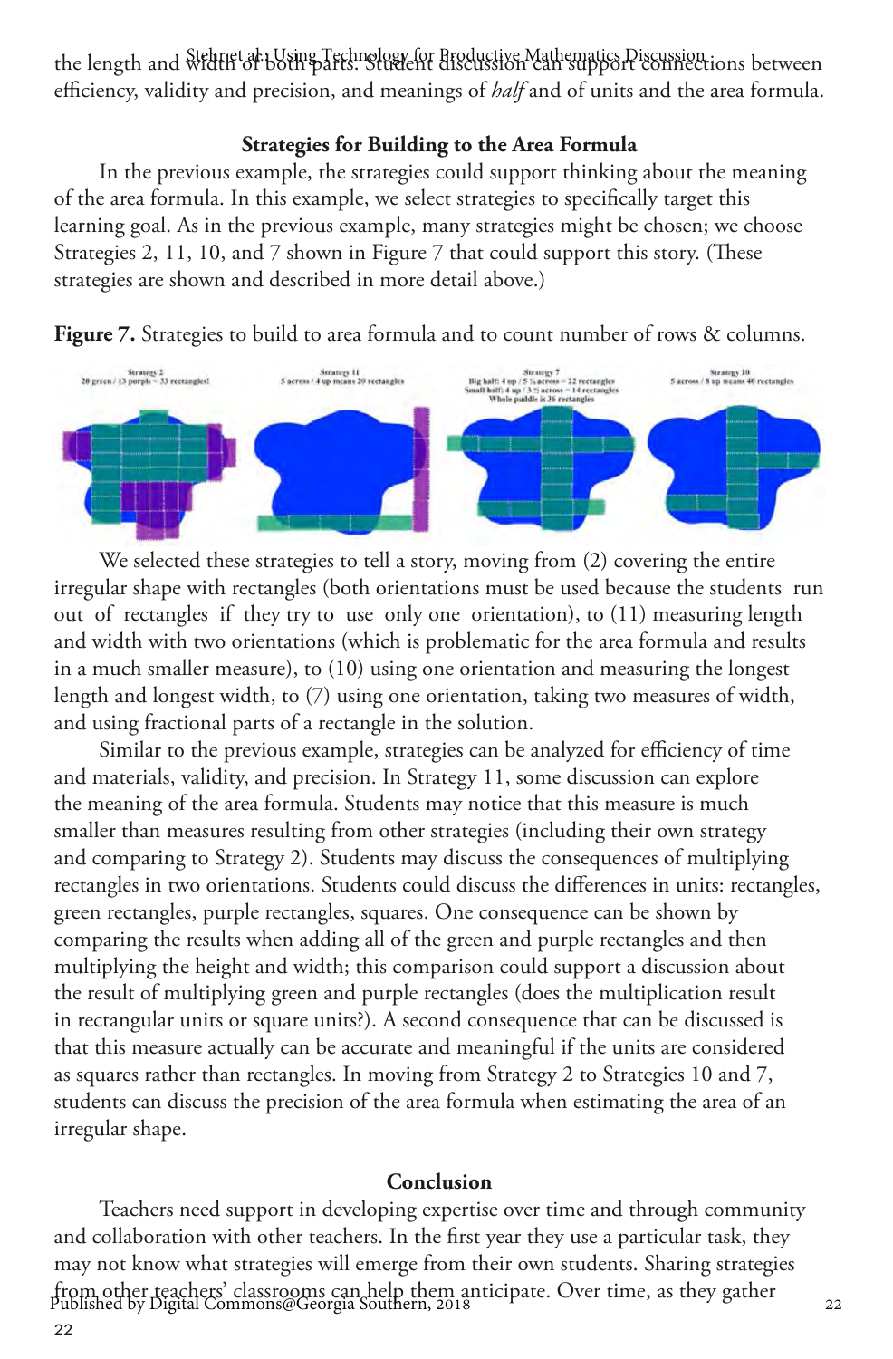the length and width of both parts. Student discussion can support connections between efficiency, validity and precision, and meanings of *half* and of units and the area formula.

### Strategies for Building to the Area Formula

In the previous example, the strategies could support thinking about the meaning of the area formula. In this example, we select strategies to specifically target this learning goal. As in the previous example, many strategies might be chosen; we choose Strategies 2, 11, 10, and 7 shown in Figure 7 that could support this story. (These strategies are shown and described in more detail above.)

**Figure 7.** Strategies to build to area formula and to count number of rows & columns.

We selected these strategies to tell a story, moving from (2) covering the entire irregular shape with rectangles (both orientations must be used because the students run out of rectangles if they try to use only one orientation), to (11) measuring length and width with two orientations (which is problematic for the area formula and results in a much smaller measure), to (10) using one orientation and measuring the longest length and longest width, to (7) using one orientation, taking two measures of width, and using fractional parts of a rectangle in the solution.

Similar to the previous example, strategies can be analyzed for efficiency of time and materials, validity, and precision. In Strategy 11, some discussion can explore the meaning of the area formula. Students may notice that this measure is much smaller than measures resulting from other strategies (including their own strategy and comparing to Strategy 2). Students may discuss the consequences of multiplying rectangles in two orientations. Students could discuss the differences in units: rectangles, green rectangles, purple rectangles, squares. One consequence can be shown by comparing the results when adding all of the green and purple rectangles and then multiplying the height and width; this comparison could support a discussion about the result of multiplying green and purple rectangles (does the multiplication result in rectangular units or square units?). A second consequence that can be discussed is that this measure actually can be accurate and meaningful if the units are considered as squares rather than rectangles. In moving from Strategy 2 to Strategies 10 and 7, students can discuss the precision of the area formula when estimating the area of an irregular shape.

### Conclusion

Teachers need support in developing expertise over time and through community and collaboration with other teachers. In the first year they use a particular task, they may not know what strategies will emerge from their own students. Sharing strategies from other teachers' classrooms can help them anticipate. Over time, as they gather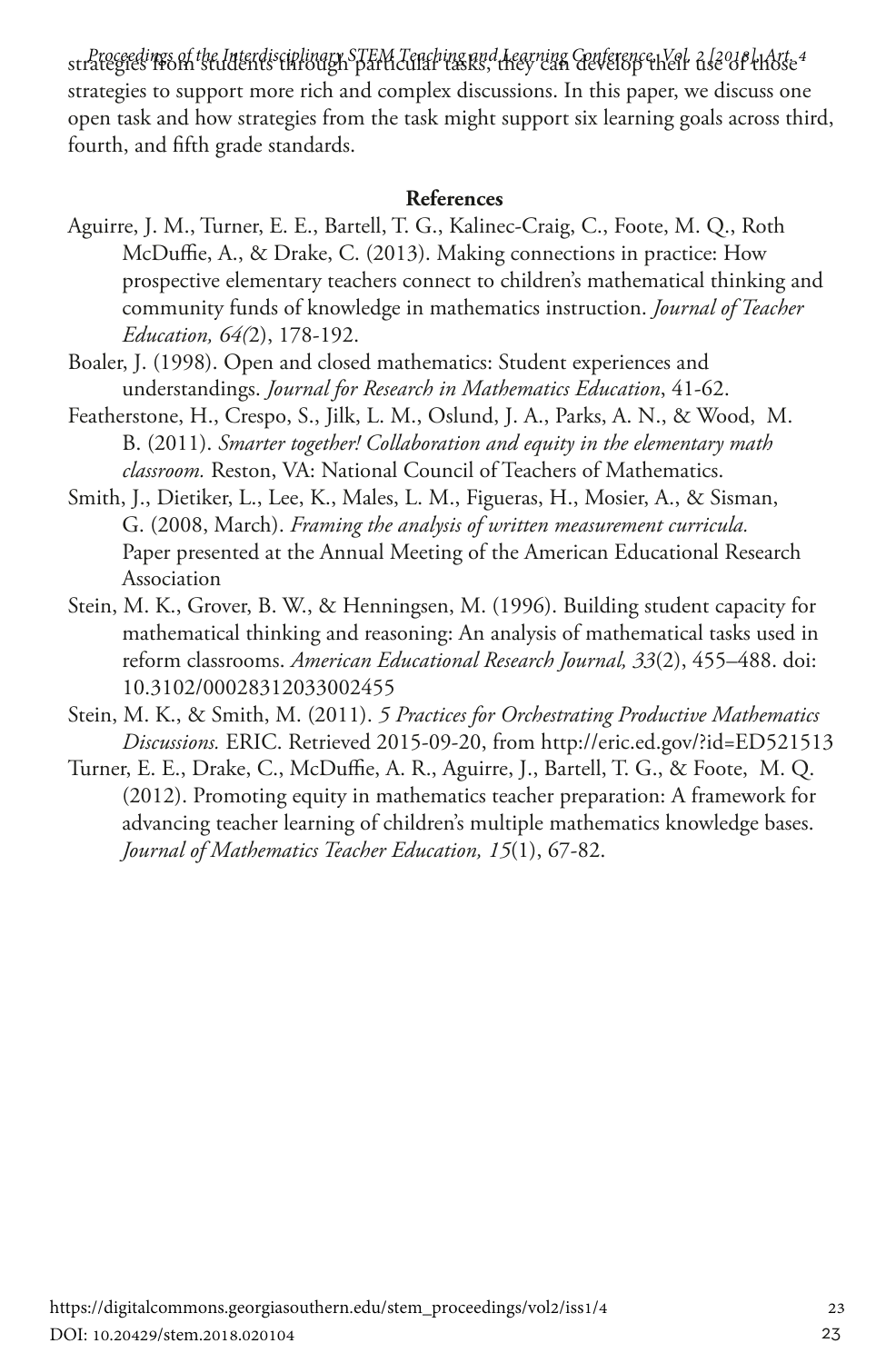strategies from students through particular tasks, they can develop their use of those strategies to support more rich and complex discussions. In this paper, we discuss one open task and how strategies from the task might support six learning goals across third, fourth, and fifth grade standards.

## References

Aguirre, J. M., Turner, E. E., Bartell, T. G., Kalinec-Craig, C., Foote, M. Q., Roth McDuffie, A., & Drake, C. (2013). Making connections in practice: How prospective elementary teachers connect to children's mathematical thinking and community funds of knowledge in mathematics instruction. *Journal of Teacher Education, 64(*2), 178-192.

Boaler, J. (1998). Open and closed mathematics: Student experiences and understandings. *Journal for Research in Mathematics Education*, 41-62.

Featherstone, H., Crespo, S., Jilk, L. M., Oslund, J. A., Parks, A. N., & Wood, M. B. (2011). *Smarter together! Collaboration and equity in the elementary math classroom.* Reston, VA: National Council of Teachers of Mathematics.

Smith, J., Dietiker, L., Lee, K., Males, L. M., Figueras, H., Mosier, A., & Sisman, G. (2008, March). *Framing the analysis of written measurement curricula.* Paper presented at the Annual Meeting of the American Educational Research Association

Stein, M. K., Grover, B. W., & Henningsen, M. (1996). Building student capacity for mathematical thinking and reasoning: An analysis of mathematical tasks used in reform classrooms. *American Educational Research Journal, 33*(2), 455–488. doi: 10.3102/00028312033002455

Stein, M. K., & Smith, M. (2011). *5 Practices for Orchestrating Productive Mathematics Discussions.* ERIC. Retrieved 2015-09-20, from http://eric.ed.gov/?id=ED521513

Turner, E. E., Drake, C., McDuffie, A. R., Aguirre, J., Bartell, T. G., & Foote, M. Q. (2012). Promoting equity in mathematics teacher preparation: A framework for advancing teacher learning of children's multiple mathematics knowledge bases. *Journal of Mathematics Teacher Education, 15*(1), 67-82.